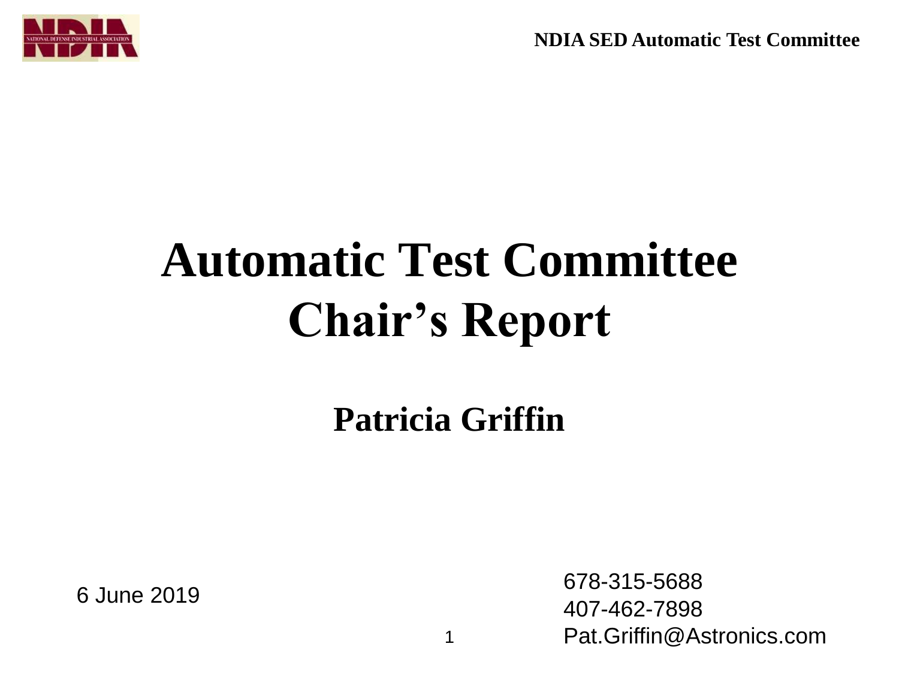# Automatic Test Committee Chair's Report

**Patricia Griffin**

6 June 2019

678-315-5688
407-462-7898
Pat.Griffin@Astronics.com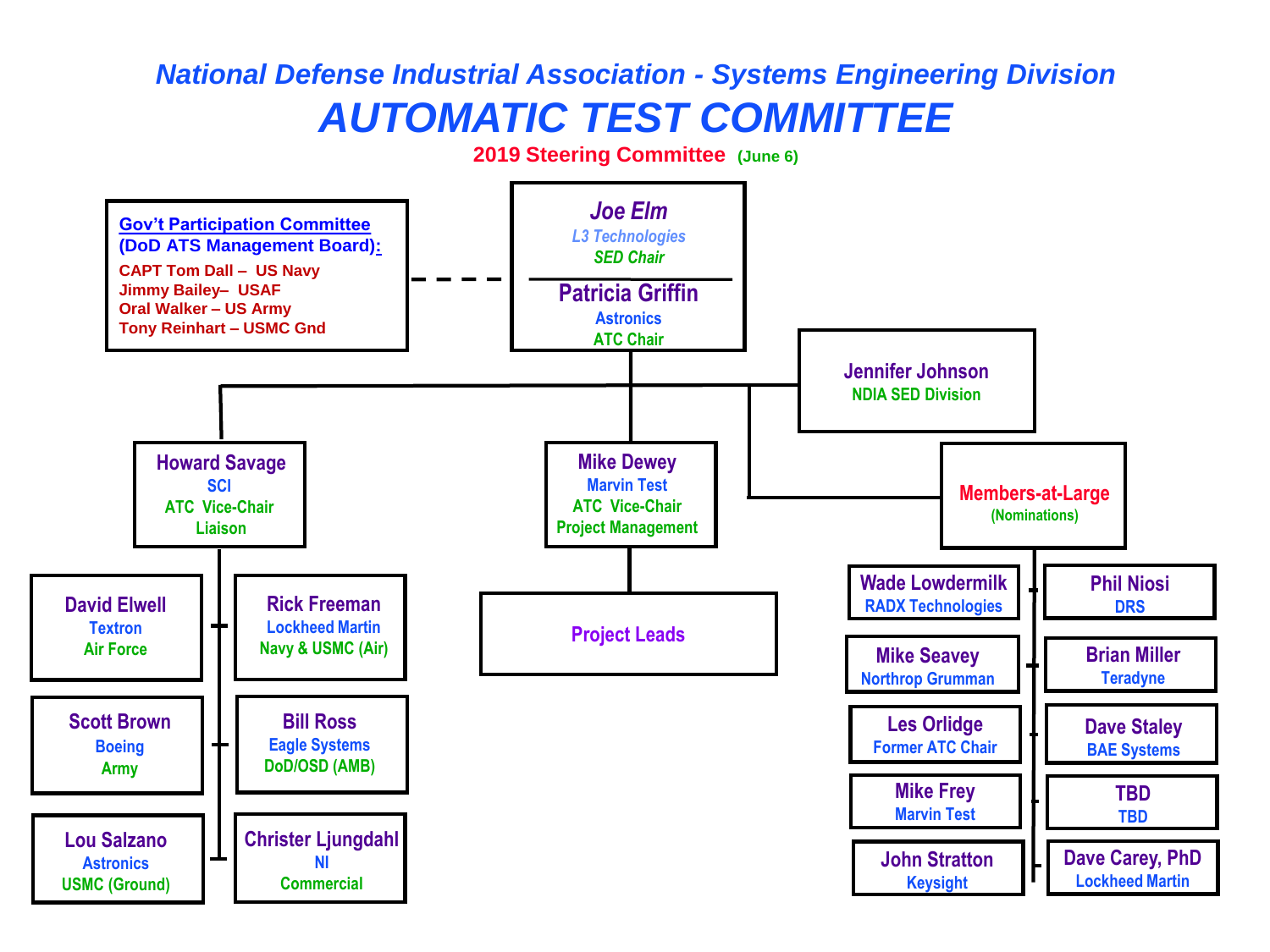*National Defense Industrial Association - Systems Engineering Division*

# *AUTOMATIC TEST COMMITTEE*

**2019 Steering Committee** (June 6)

**Gov't Participation Committee (DoD ATS Management Board):**

- CAPT Tom Dall – US Navy
- Jimmy Bailey– USAF
- Oral Walker – US Army
- Tony Reinhart – USMC Gnd

*Joe Elm*
*L3 Technologies*
*SED Chair*

**Patricia Griffin**
Astronics
ATC Chair

**Jennifer Johnson**
NDIA SED Division

**Howard Savage**
SCI
ATC Vice-Chair
Liaison

- **David Elwell** – Textron – Air Force
- **Rick Freeman** – Lockheed Martin – Navy & USMC (Air)
- **Scott Brown** – Boeing – Army
- **Bill Ross** – Eagle Systems – DoD/OSD (AMB)
- **Lou Salzano** – Astronics – USMC (Ground)
- **Christer Ljungdahl** – NI – Commercial

**Mike Dewey**
Marvin Test
ATC Vice-Chair
Project Management

- **Project Leads**

**Members-at-Large**
(Nominations)

- **Wade Lowdermilk** – RADX Technologies
- **Phil Niosi** – DRS
- **Mike Seavey** – Northrop Grumman
- **Brian Miller** – Teradyne
- **Les Orlidge** – Former ATC Chair
- **Dave Staley** – BAE Systems
- **Mike Frey** – Marvin Test
- **TBD** – TBD
- **John Stratton** – Keysight
- **Dave Carey, PhD** – Lockheed Martin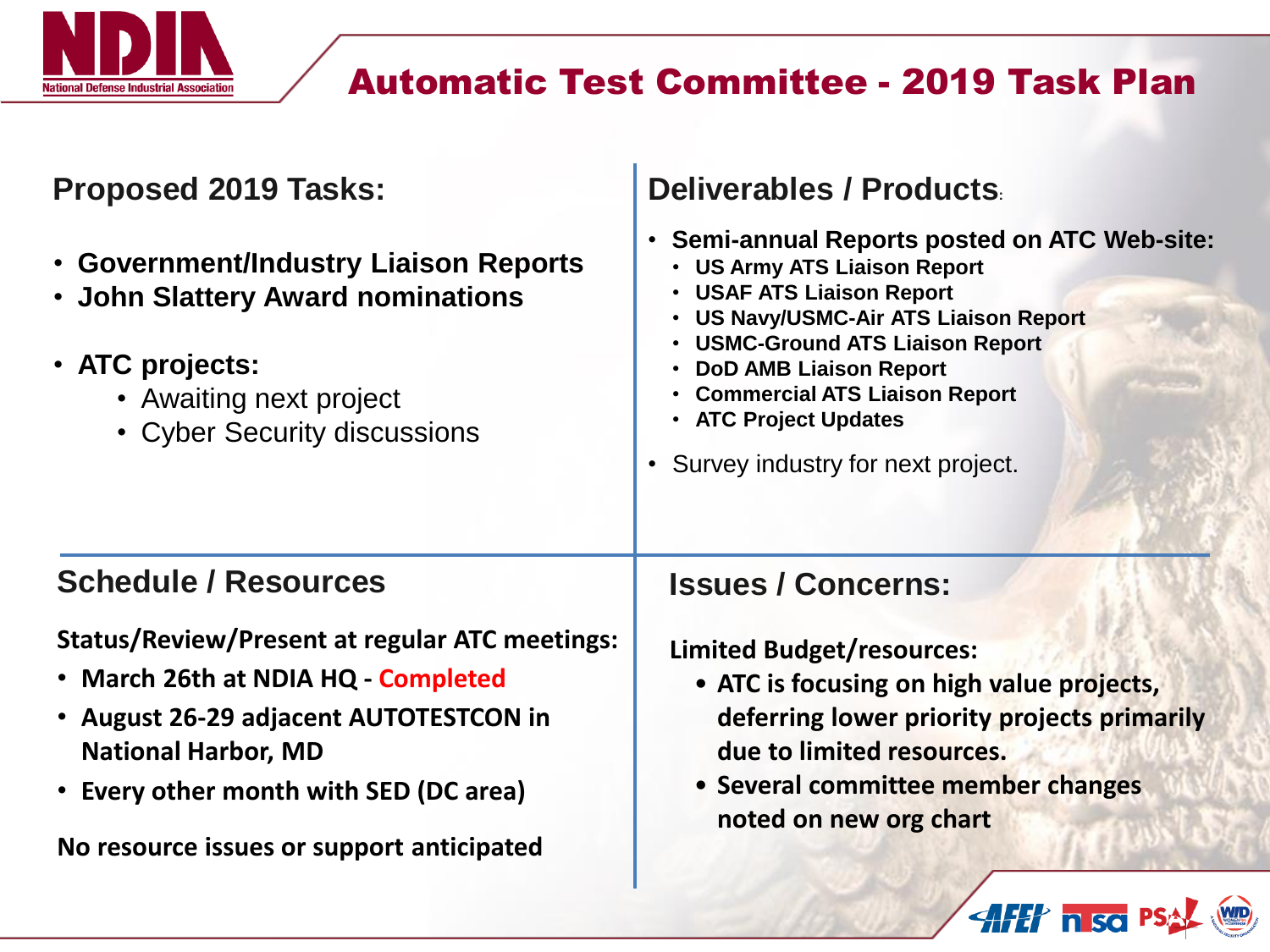# Automatic Test Committee - 2019 Task Plan

## Proposed 2019 Tasks:

- **Government/Industry Liaison Reports**
- **John Slattery Award nominations**
- **ATC projects:**
  - Awaiting next project
  - Cyber Security discussions

## Deliverables / Products:

- **Semi-annual Reports posted on ATC Web-site:**
  - **US Army ATS Liaison Report**
  - **USAF ATS Liaison Report**
  - **US Navy/USMC-Air ATS Liaison Report**
  - **USMC-Ground ATS Liaison Report**
  - **DoD AMB Liaison Report**
  - **Commercial ATS Liaison Report**
  - **ATC Project Updates**
- Survey industry for next project.

## Schedule / Resources

**Status/Review/Present at regular ATC meetings:**

- **March 26th at NDIA HQ - Completed**
- **August 26-29 adjacent AUTOTESTCON in National Harbor, MD**
- **Every other month with SED (DC area)**

**No resource issues or support anticipated**

## Issues / Concerns:

**Limited Budget/resources:**

- **ATC is focusing on high value projects, deferring lower priority projects primarily due to limited resources.**
- **Several committee member changes noted on new org chart**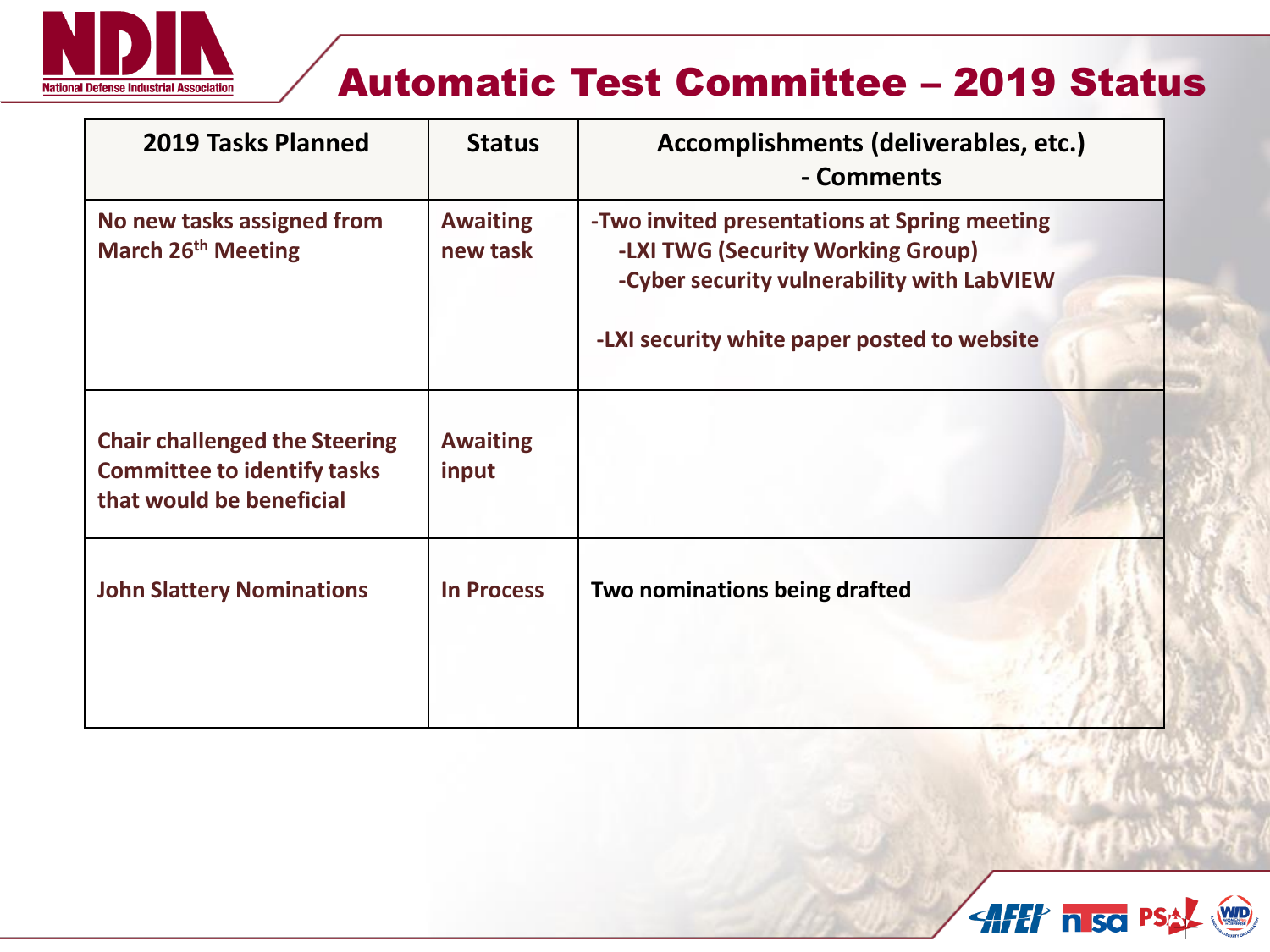# Automatic Test Committee – 2019 Status

| 2019 Tasks Planned | Status | Accomplishments (deliverables, etc.) - Comments |
|---|---|---|
| No new tasks assigned from March 26th Meeting | Awaiting new task | -Two invited presentations at Spring meeting<br>-LXI TWG (Security Working Group)<br>-Cyber security vulnerability with LabVIEW<br><br>-LXI security white paper posted to website |
| Chair challenged the Steering Committee to identify tasks that would be beneficial | Awaiting input | |
| John Slattery Nominations | In Process | Two nominations being drafted |